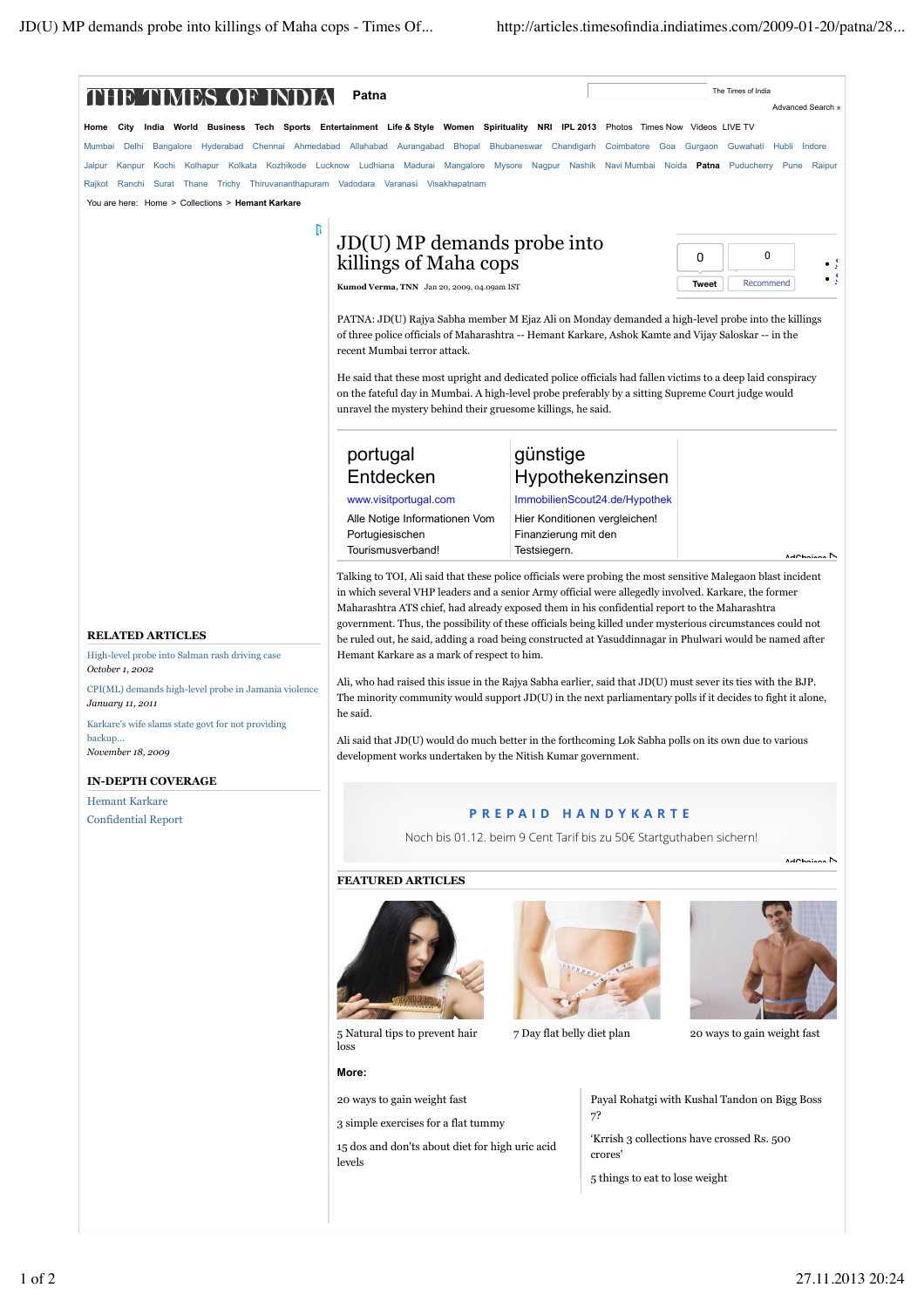# JD(U) MP demands probe into killings of Maha cops

**Kumod Verma, TNN** Jan 20, 2009, 04.09am IST

PATNA: JD(U) Rajya Sabha member M Ejaz Ali on Monday demanded a high-level probe into the killings of three police officials of Maharashtra -- Hemant Karkare, Ashok Kamte and Vijay Saloskar -- in the recent Mumbai terror attack.

He said that these most upright and dedicated police officials had fallen victims to a deep laid conspiracy on the fateful day in Mumbai. A high-level probe preferably by a sitting Supreme Court judge would unravel the mystery behind their gruesome killings, he said.

Talking to TOI, Ali said that these police officials were probing the most sensitive Malegaon blast incident in which several VHP leaders and a senior Army official were allegedly involved. Karkare, the former Maharashtra ATS chief, had already exposed them in his confidential report to the Maharashtra government. Thus, the possibility of these officials being killed under mysterious circumstances could not be ruled out, he said, adding a road being constructed at Yasuddinnagar in Phulwari would be named after Hemant Karkare as a mark of respect to him.

Ali, who had raised this issue in the Rajya Sabha earlier, said that JD(U) must sever its ties with the BJP. The minority community would support JD(U) in the next parliamentary polls if it decides to fight it alone, he said.

Ali said that JD(U) would do much better in the forthcoming Lok Sabha polls on its own due to various development works undertaken by the Nitish Kumar government.

## RELATED ARTICLES

- High-level probe into Salman rash driving case — *October 1, 2002*
- CPI(ML) demands high-level probe in Jamania violence — *January 11, 2011*
- Karkare's wife slams state govt for not providing backup... — *November 18, 2009*

## IN-DEPTH COVERAGE

- Hemant Karkare
- Confidential Report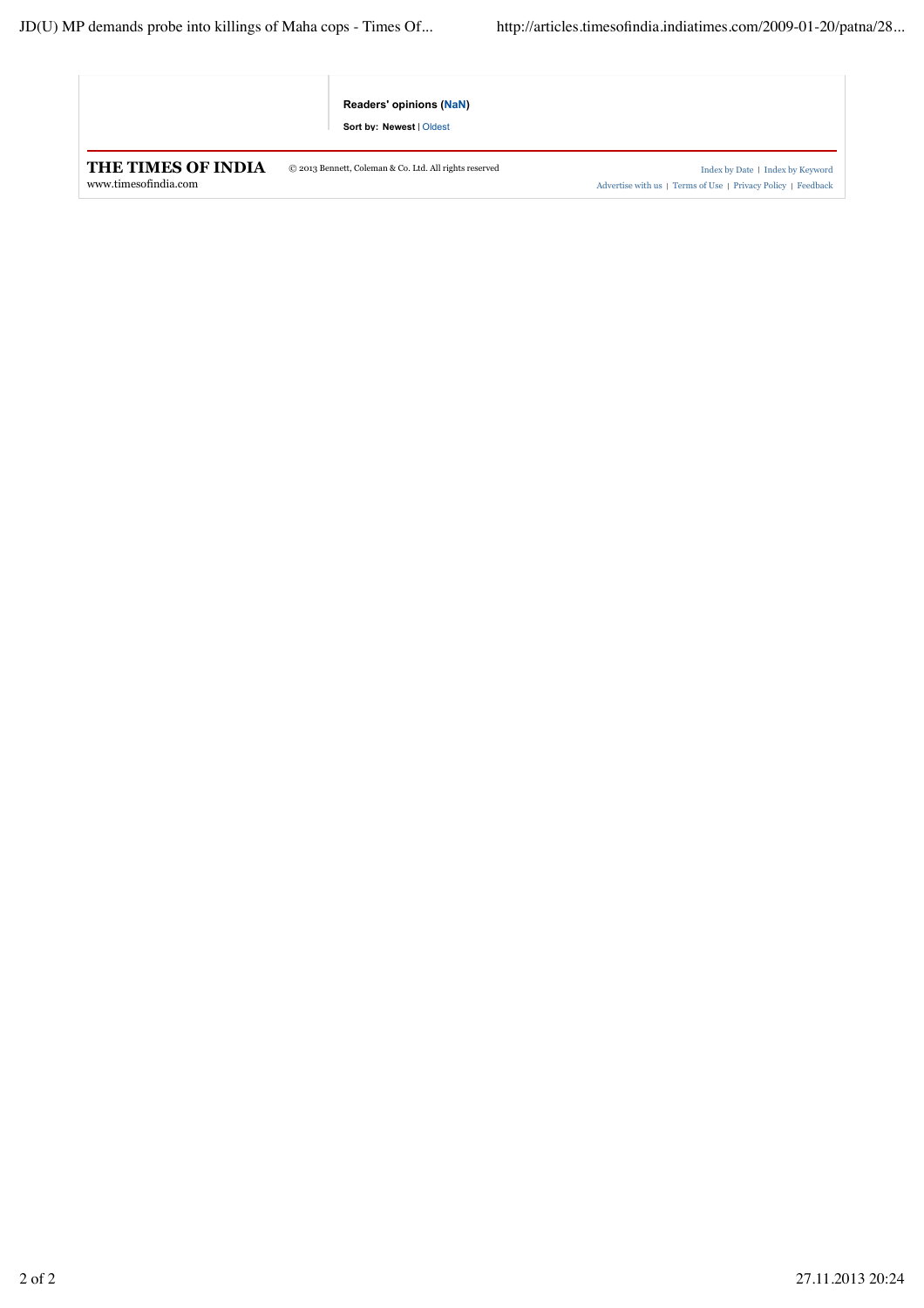**Readers' opinions (NaN)**

**Sort by: Newest** | Oldest

**THE TIMES OF INDIA**
www.timesofindia.com

© 2013 Bennett, Coleman & Co. Ltd. All rights reserved

Index by Date | Index by Keyword

Advertise with us | Terms of Use | Privacy Policy | Feedback